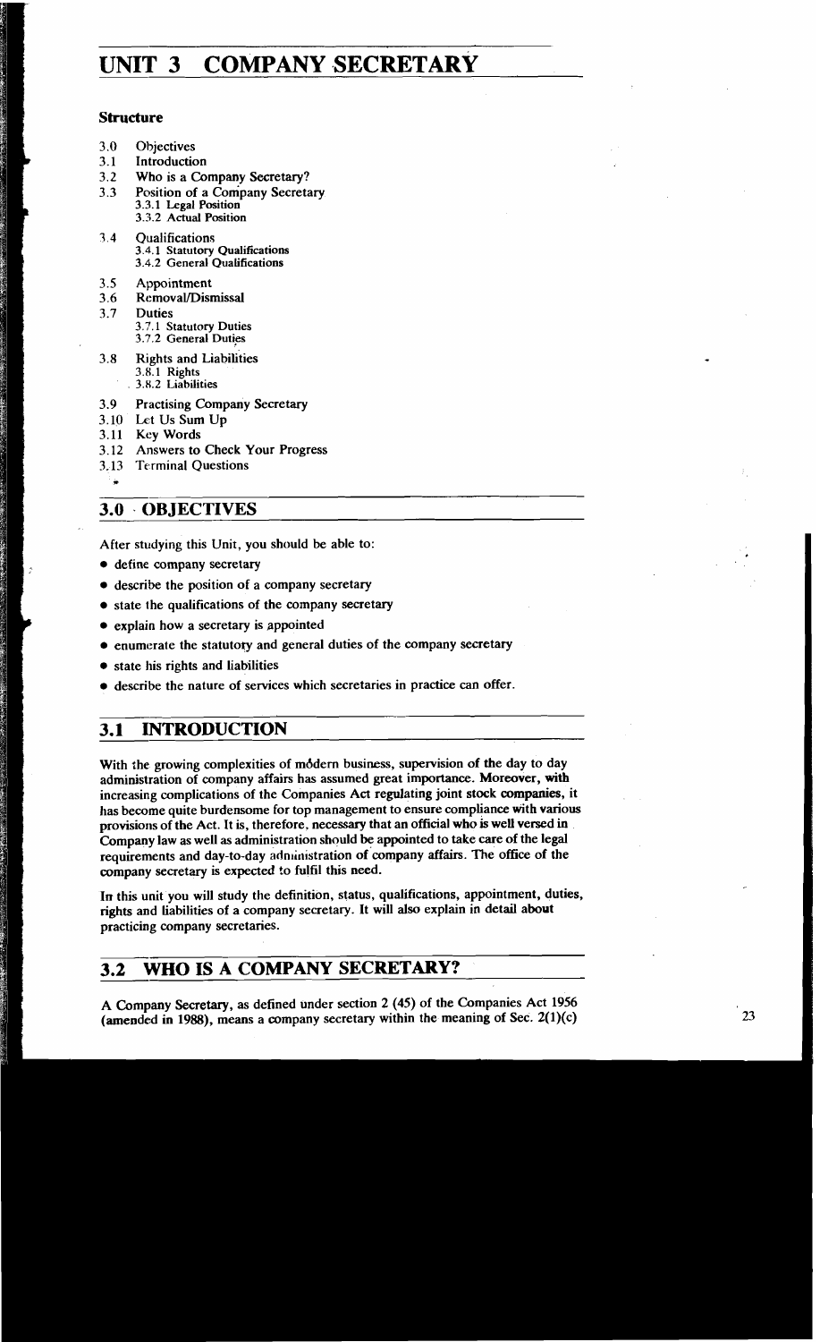# UNIT 3 COMPANY SECRETARY

**Structure**

- 3.0 Objectives
- 3.1 Introduction
- 3.2 Who is a Company Secretary?
- 3.3 Position of a Company Secretary
  - 3.3.1 Legal Position
  - 3.3.2 Actual Position
- 3.4 Qualifications
  - 3.4.1 Statutory Qualifications
  - 3.4.2 General Qualifications
- 3.5 Appointment
- 3.6 Removal/Dismissal
- 3.7 Duties
  - 3.7.1 Statutory Duties
  - 3.7.2 General Duties
- 3.8 Rights and Liabilities
  - 3.8.1 Rights
  - 3.8.2 Liabilities
- 3.9 Practising Company Secretary
- 3.10 Let Us Sum Up
- 3.11 Key Words
- 3.12 Answers to Check Your Progress
- 3.13 Terminal Questions

## 3.0 OBJECTIVES

After studying this Unit, you should be able to:

- define company secretary
- describe the position of a company secretary
- state the qualifications of the company secretary
- explain how a secretary is appointed
- enumerate the statutory and general duties of the company secretary
- state his rights and liabilities
- describe the nature of services which secretaries in practice can offer.

## 3.1 INTRODUCTION

With the growing complexities of modern business, supervision of the day to day administration of company affairs has assumed great importance. Moreover, with increasing complications of the Companies Act regulating joint stock companies, it has become quite burdensome for top management to ensure compliance with various provisions of the Act. It is, therefore, necessary that an official who is well versed in Company law as well as administration should be appointed to take care of the legal requirements and day-to-day administration of company affairs. The office of the company secretary is expected to fulfil this need.

In this unit you will study the definition, status, qualifications, appointment, duties, rights and liabilities of a company secretary. It will also explain in detail about practicing company secretaries.

## 3.2 WHO IS A COMPANY SECRETARY?

A Company Secretary, as defined under section 2 (45) of the Companies Act 1956 (amended in 1988), means a company secretary within the meaning of Sec. 2(1)(c)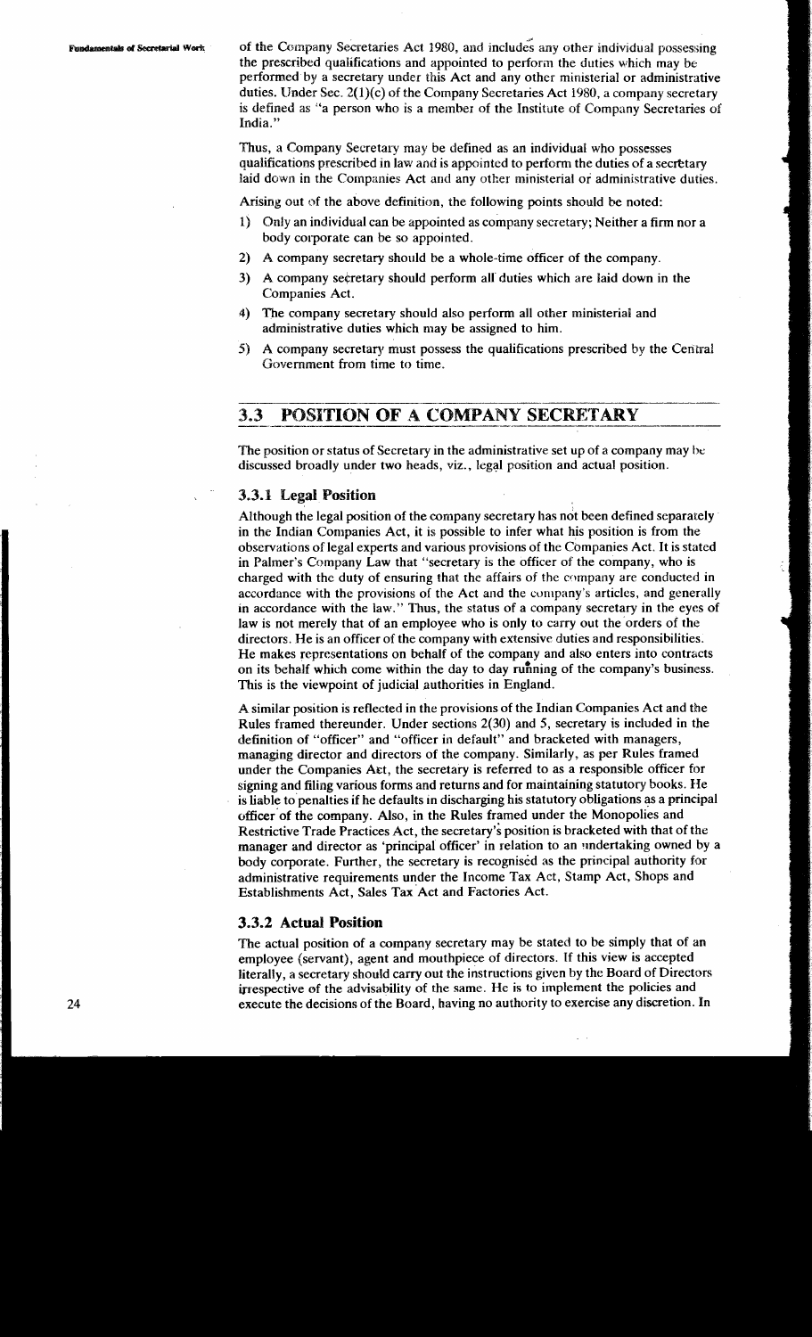of the Company Secretaries Act 1980, and includes any other individual possessing the prescribed qualifications and appointed to perform the duties which may be performed by a secretary under this Act and any other ministerial or administrative duties. Under Sec. 2(1)(c) of the Company Secretaries Act 1980, a company secretary is defined as "a person who is a member of the Institute of Company Secretaries of India."

Thus, a Company Secretary may be defined as an individual who possesses qualifications prescribed in law and is appointed to perform the duties of a secretary laid down in the Companies Act and any other ministerial or administrative duties.

Arising out of the above definition, the following points should be noted:

1) Only an individual can be appointed as company secretary; Neither a firm nor a body corporate can be so appointed.
2) A company secretary should be a whole-time officer of the company.
3) A company secretary should perform all duties which are laid down in the Companies Act.
4) The company secretary should also perform all other ministerial and administrative duties which may be assigned to him.
5) A company secretary must possess the qualifications prescribed by the Central Government from time to time.

## 3.3 POSITION OF A COMPANY SECRETARY

The position or status of Secretary in the administrative set up of a company may be discussed broadly under two heads, viz., legal position and actual position.

### 3.3.1 Legal Position

Although the legal position of the company secretary has not been defined separately in the Indian Companies Act, it is possible to infer what his position is from the observations of legal experts and various provisions of the Companies Act. It is stated in Palmer's Company Law that "secretary is the officer of the company, who is charged with the duty of ensuring that the affairs of the company are conducted in accordance with the provisions of the Act and the company's articles, and generally in accordance with the law." Thus, the status of a company secretary in the eyes of law is not merely that of an employee who is only to carry out the orders of the directors. He is an officer of the company with extensive duties and responsibilities. He makes representations on behalf of the company and also enters into contracts on its behalf which come within the day to day running of the company's business. This is the viewpoint of judicial authorities in England.

A similar position is reflected in the provisions of the Indian Companies Act and the Rules framed thereunder. Under sections 2(30) and 5, secretary is included in the definition of "officer" and "officer in default" and bracketed with managers, managing director and directors of the company. Similarly, as per Rules framed under the Companies Act, the secretary is referred to as a responsible officer for signing and filing various forms and returns and for maintaining statutory books. He is liable to penalties if he defaults in discharging his statutory obligations as a principal officer of the company. Also, in the Rules framed under the Monopolies and Restrictive Trade Practices Act, the secretary's position is bracketed with that of the manager and director as 'principal officer' in relation to an undertaking owned by a body corporate. Further, the secretary is recognised as the principal authority for administrative requirements under the Income Tax Act, Stamp Act, Shops and Establishments Act, Sales Tax Act and Factories Act.

### 3.3.2 Actual Position

The actual position of a company secretary may be stated to be simply that of an employee (servant), agent and mouthpiece of directors. If this view is accepted literally, a secretary should carry out the instructions given by the Board of Directors irrespective of the advisability of the same. He is to implement the policies and execute the decisions of the Board, having no authority to exercise any discretion. In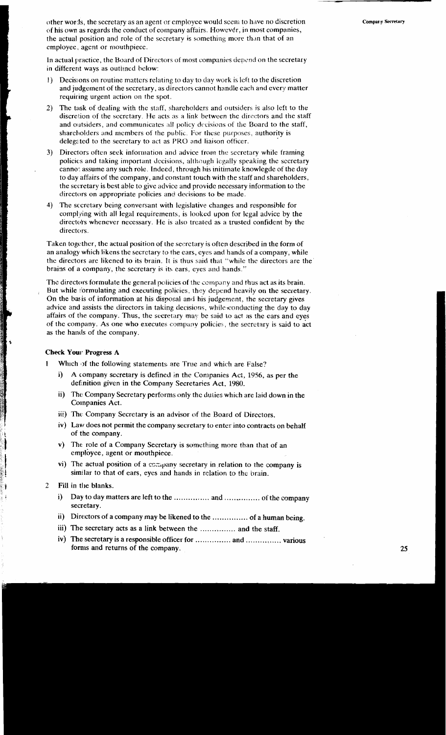other words, the secretary as an agent or employee would seem to have no discretion of his own as regards the conduct of company affairs. However, in most companies, the actual position and role of the secretary is something more than that of an employee, agent or mouthpiece.

In actual practice, the Board of Directors of most companies depend on the secretary in different ways as outlined below:

1) Decisions on routine matters relating to day to day work is left to the discretion and judgement of the secretary, as directors cannot handle each and every matter requiring urgent action on the spot.

2) The task of dealing with the staff, shareholders and outsiders is also left to the discretion of the secretary. He acts as a link between the directors and the staff and outsiders, and communicates all policy decisions of the Board to the staff, shareholders and members of the public. For these purposes, authority is delegated to the secretary to act as PRO and liaison officer.

3) Directors often seek information and advice from the secretary while framing policies and taking important decisions, although legally speaking the secretary cannot assume any such role. Indeed, through his initimate knowlegde of the day to day affairs of the company, and constant touch with the staff and shareholders, the secretary is best able to give advice and provide necessary information to the directors on appropriate policies and decisions to be made.

4) The secretary being conversant with legislative changes and responsible for complying with all legal requirements, is looked upon for legal advice by the directors whenever necessary. He is also treated as a trusted confident by the directors.

Taken together, the actual position of the secretary is often described in the form of an analogy which likens the secretary to the ears, eyes and hands of a company, while the directors are likened to its brain. It is thus said that "while the directors are the brains of a company, the secretary is its ears, eyes and hands."

The directors formulate the general policies of the company and thus act as its brain. But while formulating and executing policies, they depend heavily on the secretary. On the basis of information at his disposal and his judgement, the secretary gives advice and assists the directors in taking decisions, while conducting the day to day affairs of the company. Thus, the secretary may be said to act as the ears and eyes of the company. As one who executes company policies, the secretary is said to act as the hands of the company.

**Check Your Progress A**

1 Which of the following statements are True and which are False?

   i) A company secretary is defined in the Companies Act, 1956, as per the definition given in the Company Secretaries Act, 1980.

   ii) The Company Secretary performs only the duties which are laid down in the Companies Act.

   iii) The Company Secretary is an advisor of the Board of Directors.

   iv) Law does not permit the company secretary to enter into contracts on behalf of the company.

   v) The role of a Company Secretary is something more than that of an employee, agent or mouthpiece.

   vi) The actual position of a company secretary in relation to the company is similar to that of ears, eyes and hands in relation to the brain.

2 Fill in the blanks.

   i) Day to day matters are left to the ............... and ............... of the company secretary.

   ii) Directors of a company may be likened to the ............... of a human being.

   iii) The secretary acts as a link between the ............... and the staff.

   iv) The secretary is a responsible officer for ............... and ............... various forms and returns of the company.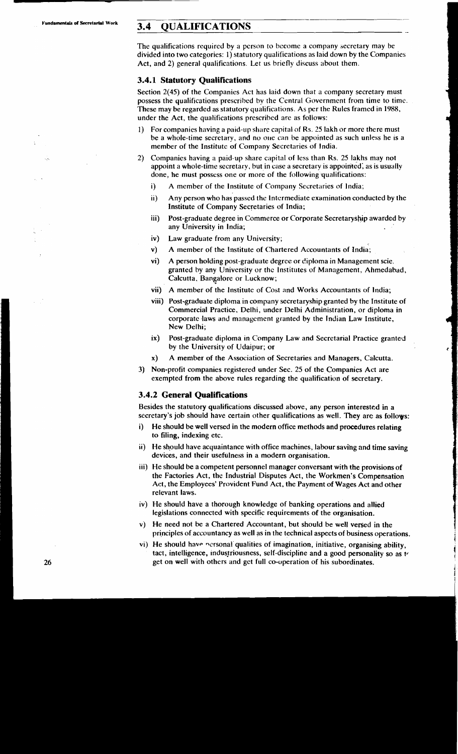## 3.4 QUALIFICATIONS

The qualifications required by a person to become a company secretary may be divided into two categories: 1) statutory qualifications as laid down by the Companies Act, and 2) general qualifications. Let us briefly discuss about them.

### 3.4.1 Statutory Qualifications

Section 2(45) of the Companies Act has laid down that a company secretary must possess the qualifications prescribed by the Central Government from time to time. These may be regarded as statutory qualifications. As per the Rules framed in 1988, under the Act, the qualifications prescribed are as follows:

1) For companies having a paid-up share capital of Rs. 25 lakh or more there must be a whole-time secretary, and no one can be appointed as such unless he is a member of the Institute of Company Secretaries of India.

2) Companies having a paid-up share capital of less than Rs. 25 lakhs may not appoint a whole-time secretary, but in case a secretary is appointed, as is usually done, he must possess one or more of the following qualifications:

    i) A member of the Institute of Company Secretaries of India;

    ii) Any person who has passed the Intermediate examination conducted by the Institute of Company Secretaries of India;

    iii) Post-graduate degree in Commerce or Corporate Secretaryship awarded by any University in India;

    iv) Law graduate from any University;

    v) A member of the Institute of Chartered Accountants of India;

    vi) A person holding post-graduate degree or diploma in Management scie. granted by any University or the Institutes of Management, Ahmedabad, Calcutta, Bangalore or Lucknow;

    vii) A member of the Institute of Cost and Works Accountants of India;

    viii) Post-graduate diploma in company secretaryship granted by the Institute of Commercial Practice, Delhi, under Delhi Administration, or diploma in corporate laws and management granted by the Indian Law Institute, New Delhi;

    ix) Post-graduate diploma in Company Law and Secretarial Practice granted by the University of Udaipur; or

    x) A member of the Association of Secretaries and Managers, Calcutta.

3) Non-profit companies registered under Sec. 25 of the Companies Act are exempted from the above rules regarding the qualification of secretary.

### 3.4.2 General Qualifications

Besides the statutory qualifications discussed above, any person interested in a secretary's job should have certain other qualifications as well. They are as follows:

i) He should be well versed in the modern office methods and procedures relating to filing, indexing etc.

ii) He should have acquaintance with office machines, labour saving and time saving devices, and their usefulness in a modern organisation.

iii) He should be a competent personnel manager conversant with the provisions of the Factories Act, the Industrial Disputes Act, the Workmen's Compensation Act, the Employees' Provident Fund Act, the Payment of Wages Act and other relevant laws.

iv) He should have a thorough knowledge of banking operations and allied legislations connected with specific requirements of the organisation.

v) He need not be a Chartered Accountant, but should be well versed in the principles of accountancy as well as in the technical aspects of business operations.

vi) He should have personal qualities of imagination, initiative, organising ability, tact, intelligence, industriousness, self-discipline and a good personality so as to get on well with others and get full co-operation of his subordinates.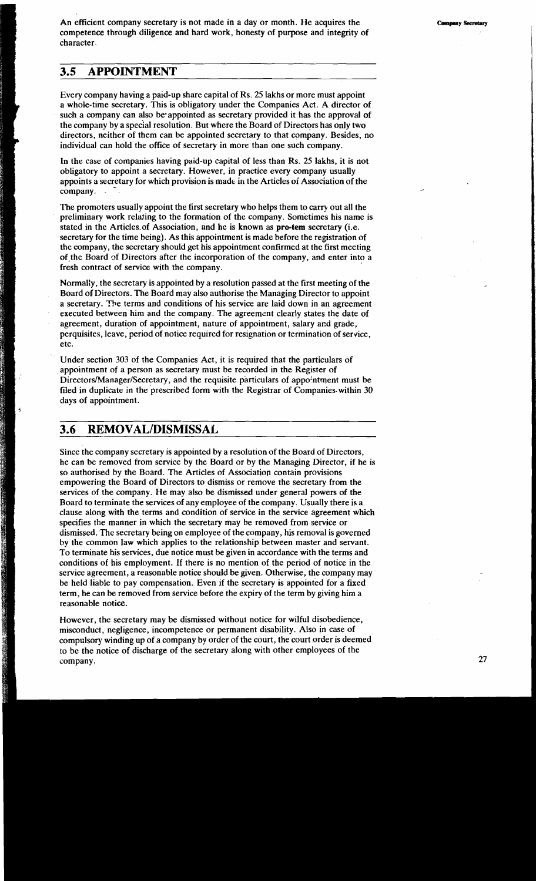An efficient company secretary is not made in a day or month. He acquires the competence through diligence and hard work, honesty of purpose and integrity of character.

## 3.5 APPOINTMENT

Every company having a paid-up share capital of Rs. 25 lakhs or more must appoint a whole-time secretary. This is obligatory under the Companies Act. A director of such a company can also be appointed as secretary provided it has the approval of the company by a special resolution. But where the Board of Directors has only two directors, neither of them can be appointed secretary to that company. Besides, no individual can hold the office of secretary in more than one such company.

In the case of companies having paid-up capital of less than Rs. 25 lakhs, it is not obligatory to appoint a secretary. However, in practice every company usually appoints a secretary for which provision is made in the Articles of Association of the company.

The promoters usually appoint the first secretary who helps them to carry out all the preliminary work relating to the formation of the company. Sometimes his name is stated in the Articles of Association, and he is known as **pro-tem** secretary (i.e. secretary for the time being). As this appointment is made before the registration of the company, the secretary should get his appointment confirmed at the first meeting of the Board of Directors after the incorporation of the company, and enter into a fresh contract of service with the company.

Normally, the secretary is appointed by a resolution passed at the first meeting of the Board of Directors. The Board may also authorise the Managing Director to appoint a secretary. The terms and conditions of his service are laid down in an agreement executed between him and the company. The agreement clearly states the date of agreement, duration of appointment, nature of appointment, salary and grade, perquisites, leave, period of notice required for resignation or termination of service, etc.

Under section 303 of the Companies Act, it is required that the particulars of appointment of a person as secretary must be recorded in the Register of Directors/Manager/Secretary, and the requisite particulars of appointment must be filed in duplicate in the prescribed form with the Registrar of Companies within 30 days of appointment.

## 3.6 REMOVAL/DISMISSAL

Since the company secretary is appointed by a resolution of the Board of Directors, he can be removed from service by the Board or by the Managing Director, if he is so authorised by the Board. The Articles of Association contain provisions empowering the Board of Directors to dismiss or remove the secretary from the services of the company. He may also be dismissed under general powers of the Board to terminate the services of any employee of the company. Usually there is a clause along with the terms and condition of service in the service agreement which specifies the manner in which the secretary may be removed from service or dismissed. The secretary being an employee of the company, his removal is governed by the common law which applies to the relationship between master and servant. To terminate his services, due notice must be given in accordance with the terms and conditions of his employment. If there is no mention of the period of notice in the service agreement, a reasonable notice should be given. Otherwise, the company may be held liable to pay compensation. Even if the secretary is appointed for a fixed term, he can be removed from service before the expiry of the term by giving him a reasonable notice.

However, the secretary may be dismissed without notice for wilful disobedience, misconduct, negligence, incompetence or permanent disability. Also in case of compulsory winding up of a company by order of the court, the court order is deemed to be the notice of discharge of the secretary along with other employees of the company.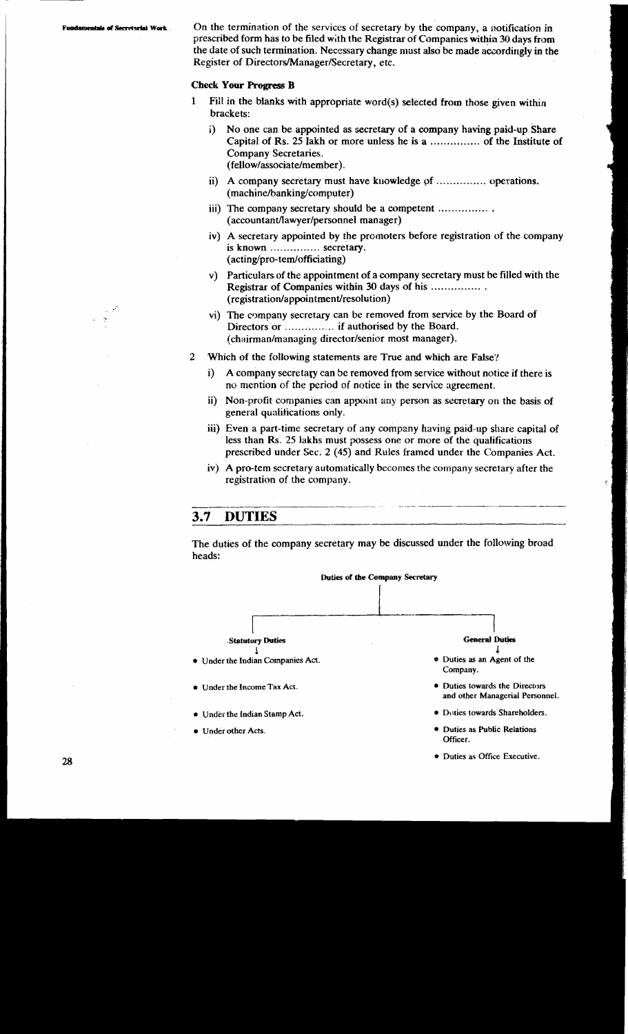On the termination of the services of secretary by the company, a notification in prescribed form has to be filed with the Registrar of Companies within 30 days from the date of such termination. Necessary change must also be made accordingly in the Register of Directors/Manager/Secretary, etc.

**Check Your Progress B**

1 Fill in the blanks with appropriate word(s) selected from those given within brackets:

   i) No one can be appointed as secretary of a company having paid-up Share Capital of Rs. 25 lakh or more unless he is a .............. of the Institute of Company Secretaries.
   (fellow/associate/member).

   ii) A company secretary must have knowledge of .............. operations.
   (machine/banking/computer)

   iii) The company secretary should be a competent .............. .
   (accountant/lawyer/personnel manager)

   iv) A secretary appointed by the promoters before registration of the company is known .............. secretary.
   (acting/pro-tem/officiating)

   v) Particulars of the appointment of a company secretary must be filled with the Registrar of Companies within 30 days of his .............. .
   (registration/appointment/resolution)

   vi) The company secretary can be removed from service by the Board of Directors or .............. if authorised by the Board.
   (chairman/managing director/senior most manager).

2 Which of the following statements are True and which are False?

   i) A company secretary can be removed from service without notice if there is no mention of the period of notice in the service agreement.

   ii) Non-profit companies can appoint any person as secretary on the basis of general qualifications only.

   iii) Even a part-time secretary of any company having paid-up share capital of less than Rs. 25 lakhs must possess one or more of the qualifications prescribed under Sec. 2 (45) and Rules framed under the Companies Act.

   iv) A pro-tem secretary automatically becomes the company secretary after the registration of the company.

## 3.7 DUTIES

The duties of the company secretary may be discussed under the following broad heads:

**Duties of the Company Secretary**

**Statutory Duties**

- Under the Indian Companies Act.
- Under the Income Tax Act.
- Under the Indian Stamp Act.
- Under other Acts.

**General Duties**

- Duties as an Agent of the Company.
- Duties towards the Directors and other Managerial Personnel.
- Duties towards Shareholders.
- Duties as Public Relations Officer.
- Duties as Office Executive.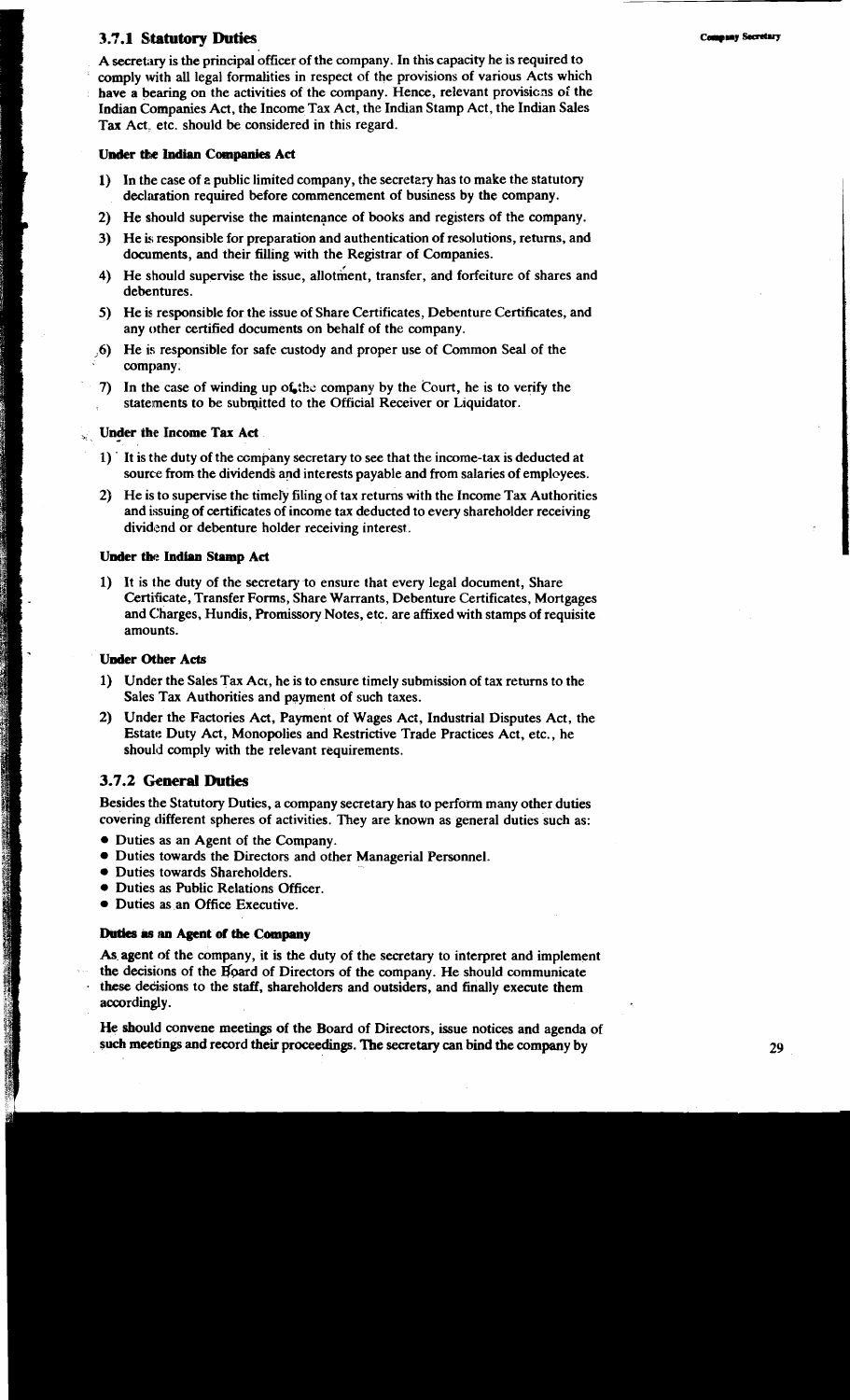### 3.7.1 Statutory Duties

A secretary is the principal officer of the company. In this capacity he is required to comply with all legal formalities in respect of the provisions of various Acts which have a bearing on the activities of the company. Hence, relevant provisions of the Indian Companies Act, the Income Tax Act, the Indian Stamp Act, the Indian Sales Tax Act, etc. should be considered in this regard.

#### Under the Indian Companies Act

1) In the case of a public limited company, the secretary has to make the statutory declaration required before commencement of business by the company.
2) He should supervise the maintenance of books and registers of the company.
3) He is responsible for preparation and authentication of resolutions, returns, and documents, and their filling with the Registrar of Companies.
4) He should supervise the issue, allotment, transfer, and forfeiture of shares and debentures.
5) He is responsible for the issue of Share Certificates, Debenture Certificates, and any other certified documents on behalf of the company.
6) He is responsible for safe custody and proper use of Common Seal of the company.
7) In the case of winding up of the company by the Court, he is to verify the statements to be submitted to the Official Receiver or Liquidator.

#### Under the Income Tax Act

1) It is the duty of the company secretary to see that the income-tax is deducted at source from the dividends and interests payable and from salaries of employees.
2) He is to supervise the timely filing of tax returns with the Income Tax Authorities and issuing of certificates of income tax deducted to every shareholder receiving dividend or debenture holder receiving interest.

#### Under the Indian Stamp Act

1) It is the duty of the secretary to ensure that every legal document, Share Certificate, Transfer Forms, Share Warrants, Debenture Certificates, Mortgages and Charges, Hundis, Promissory Notes, etc. are affixed with stamps of requisite amounts.

#### Under Other Acts

1) Under the Sales Tax Act, he is to ensure timely submission of tax returns to the Sales Tax Authorities and payment of such taxes.
2) Under the Factories Act, Payment of Wages Act, Industrial Disputes Act, the Estate Duty Act, Monopolies and Restrictive Trade Practices Act, etc., he should comply with the relevant requirements.

### 3.7.2 General Duties

Besides the Statutory Duties, a company secretary has to perform many other duties covering different spheres of activities. They are known as general duties such as:

- Duties as an Agent of the Company.
- Duties towards the Directors and other Managerial Personnel.
- Duties towards Shareholders.
- Duties as Public Relations Officer.
- Duties as an Office Executive.

#### Duties as an Agent of the Company

As agent of the company, it is the duty of the secretary to interpret and implement the decisions of the Board of Directors of the company. He should communicate these decisions to the staff, shareholders and outsiders, and finally execute them accordingly.

He should convene meetings of the Board of Directors, issue notices and agenda of such meetings and record their proceedings. The secretary can bind the company by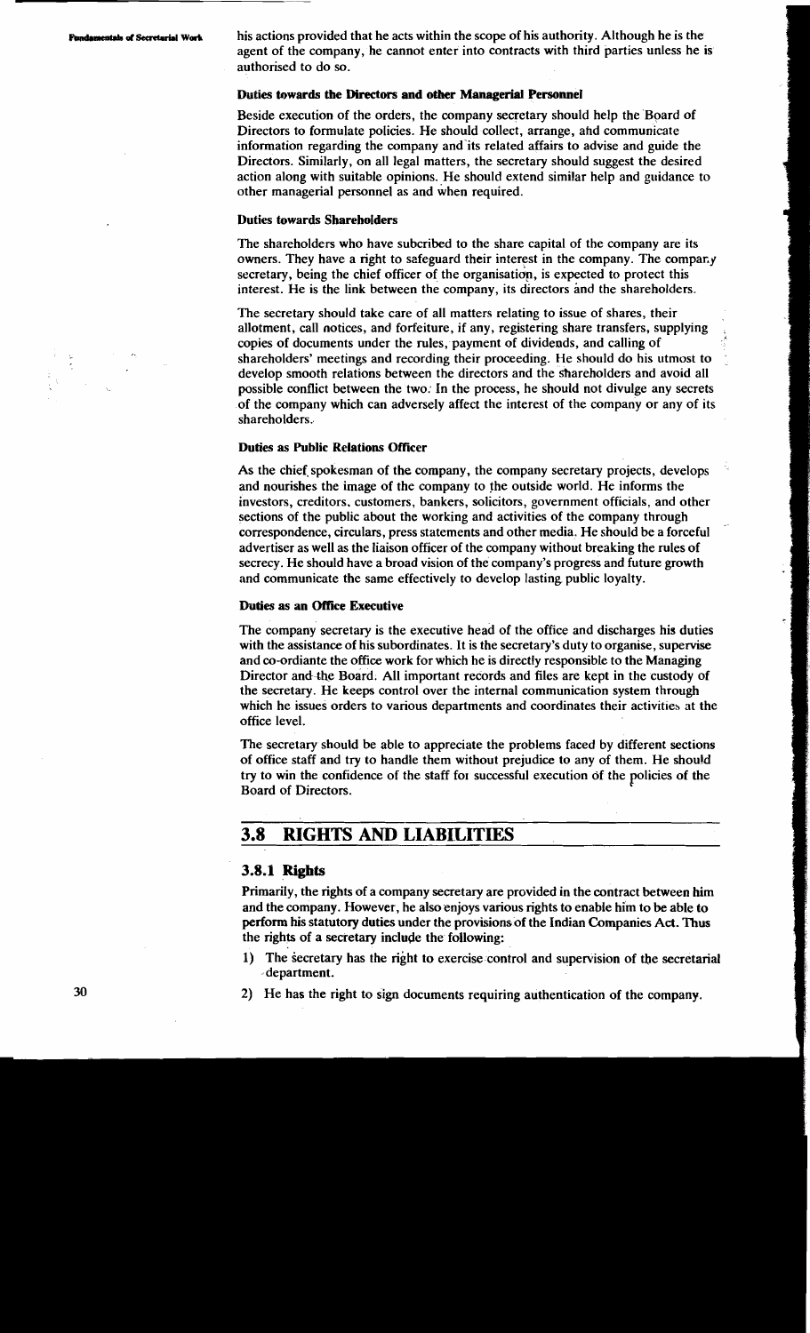his actions provided that he acts within the scope of his authority. Although he is the agent of the company, he cannot enter into contracts with third parties unless he is authorised to do so.

**Duties towards the Directors and other Managerial Personnel**

Beside execution of the orders, the company secretary should help the Board of Directors to formulate policies. He should collect, arrange, and communicate information regarding the company and its related affairs to advise and guide the Directors. Similarly, on all legal matters, the secretary should suggest the desired action along with suitable opinions. He should extend similar help and guidance to other managerial personnel as and when required.

**Duties towards Shareholders**

The shareholders who have subcribed to the share capital of the company are its owners. They have a right to safeguard their interest in the company. The company secretary, being the chief officer of the organisation, is expected to protect this interest. He is the link between the company, its directors and the shareholders.

The secretary should take care of all matters relating to issue of shares, their allotment, call notices, and forfeiture, if any, registering share transfers, supplying copies of documents under the rules, payment of dividends, and calling of shareholders' meetings and recording their proceeding. He should do his utmost to develop smooth relations between the directors and the shareholders and avoid all possible conflict between the two. In the process, he should not divulge any secrets of the company which can adversely affect the interest of the company or any of its shareholders.

**Duties as Public Relations Officer**

As the chief spokesman of the company, the company secretary projects, develops and nourishes the image of the company to the outside world. He informs the investors, creditors, customers, bankers, solicitors, government officials, and other sections of the public about the working and activities of the company through correspondence, circulars, press statements and other media. He should be a forceful advertiser as well as the liaison officer of the company without breaking the rules of secrecy. He should have a broad vision of the company's progress and future growth and communicate the same effectively to develop lasting public loyalty.

**Duties as an Office Executive**

The company secretary is the executive head of the office and discharges his duties with the assistance of his subordinates. It is the secretary's duty to organise, supervise and co-ordiante the office work for which he is directly responsible to the Managing Director and the Board. All important records and files are kept in the custody of the secretary. He keeps control over the internal communication system through which he issues orders to various departments and coordinates their activities at the office level.

The secretary should be able to appreciate the problems faced by different sections of office staff and try to handle them without prejudice to any of them. He should try to win the confidence of the staff for successful execution of the policies of the Board of Directors.

## 3.8 RIGHTS AND LIABILITIES

### 3.8.1 Rights

Primarily, the rights of a company secretary are provided in the contract between him and the company. However, he also enjoys various rights to enable him to be able to perform his statutory duties under the provisions of the Indian Companies Act. Thus the rights of a secretary include the following:

1) The secretary has the right to exercise control and supervision of the secretarial department.
2) He has the right to sign documents requiring authentication of the company.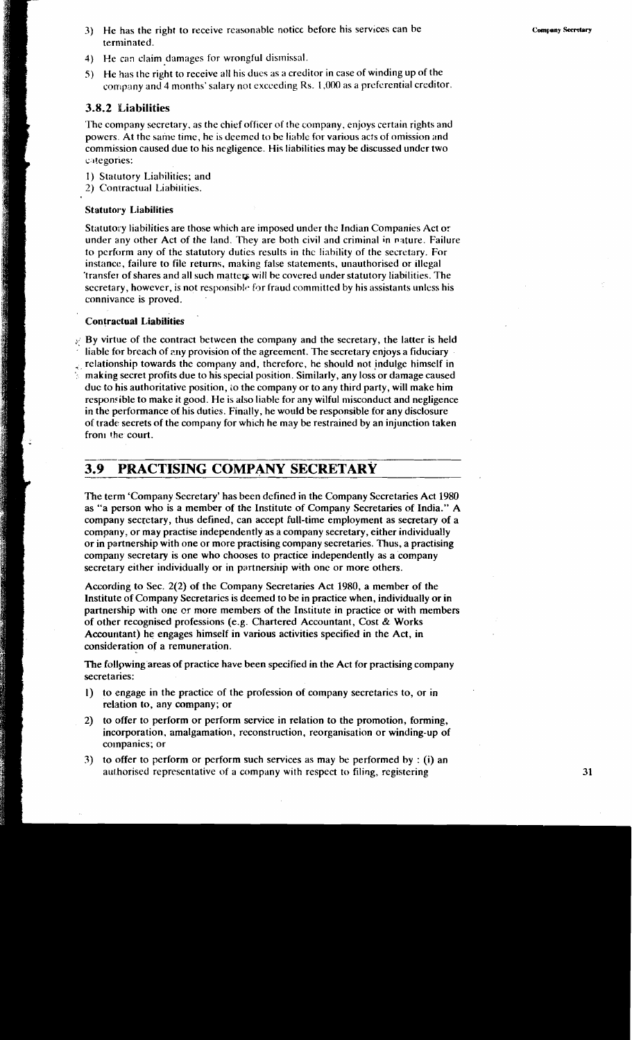3) He has the right to receive reasonable notice before his services can be terminated.

4) He can claim damages for wrongful dismissal.

5) He has the right to receive all his dues as a creditor in case of winding up of the company and 4 months' salary not exceeding Rs. 1,000 as a preferential creditor.

### 3.8.2 Liabilities

The company secretary, as the chief officer of the company, enjoys certain rights and powers. At the same time, he is deemed to be liable for various acts of omission and commission caused due to his negligence. His liabilities may be discussed under two categories:

1) Statutory Liabilities; and
2) Contractual Liabilities.

#### Statutory Liabilities

Statutory liabilities are those which are imposed under the Indian Companies Act or under any other Act of the land. They are both civil and criminal in nature. Failure to perform any of the statutory duties results in the liability of the secretary. For instance, failure to file returns, making false statements, unauthorised or illegal transfer of shares and all such matters will be covered under statutory liabilities. The secretary, however, is not responsible for fraud committed by his assistants unless his connivance is proved.

#### Contractual Liabilities

By virtue of the contract between the company and the secretary, the latter is held liable for breach of any provision of the agreement. The secretary enjoys a fiduciary relationship towards the company and, therefore, he should not indulge himself in making secret profits due to his special position. Similarly, any loss or damage caused due to his authoritative position, to the company or to any third party, will make him responsible to make it good. He is also liable for any wilful misconduct and negligence in the performance of his duties. Finally, he would be responsible for any disclosure of trade secrets of the company for which he may be restrained by an injunction taken from the court.

## 3.9 PRACTISING COMPANY SECRETARY

The term 'Company Secretary' has been defined in the Company Secretaries Act 1980 as "a person who is a member of the Institute of Company Secretaries of India." A company secretary, thus defined, can accept full-time employment as secretary of a company, or may practise independently as a company secretary, either individually or in partnership with one or more practising company secretaries. Thus, a practising company secretary is one who chooses to practice independently as a company secretary either individually or in partnership with one or more others.

According to Sec. 2(2) of the Company Secretaries Act 1980, a member of the Institute of Company Secretaries is deemed to be in practice when, individually or in partnership with one or more members of the Institute in practice or with members of other recognised professions (e.g. Chartered Accountant, Cost & Works Accountant) he engages himself in various activities specified in the Act, in consideration of a remuneration.

The following areas of practice have been specified in the Act for practising company secretaries:

1) to engage in the practice of the profession of company secretaries to, or in relation to, any company; or

2) to offer to perform or perform service in relation to the promotion, forming, incorporation, amalgamation, reconstruction, reorganisation or winding-up of companies; or

3) to offer to perform or perform such services as may be performed by : (i) an authorised representative of a company with respect to filing, registering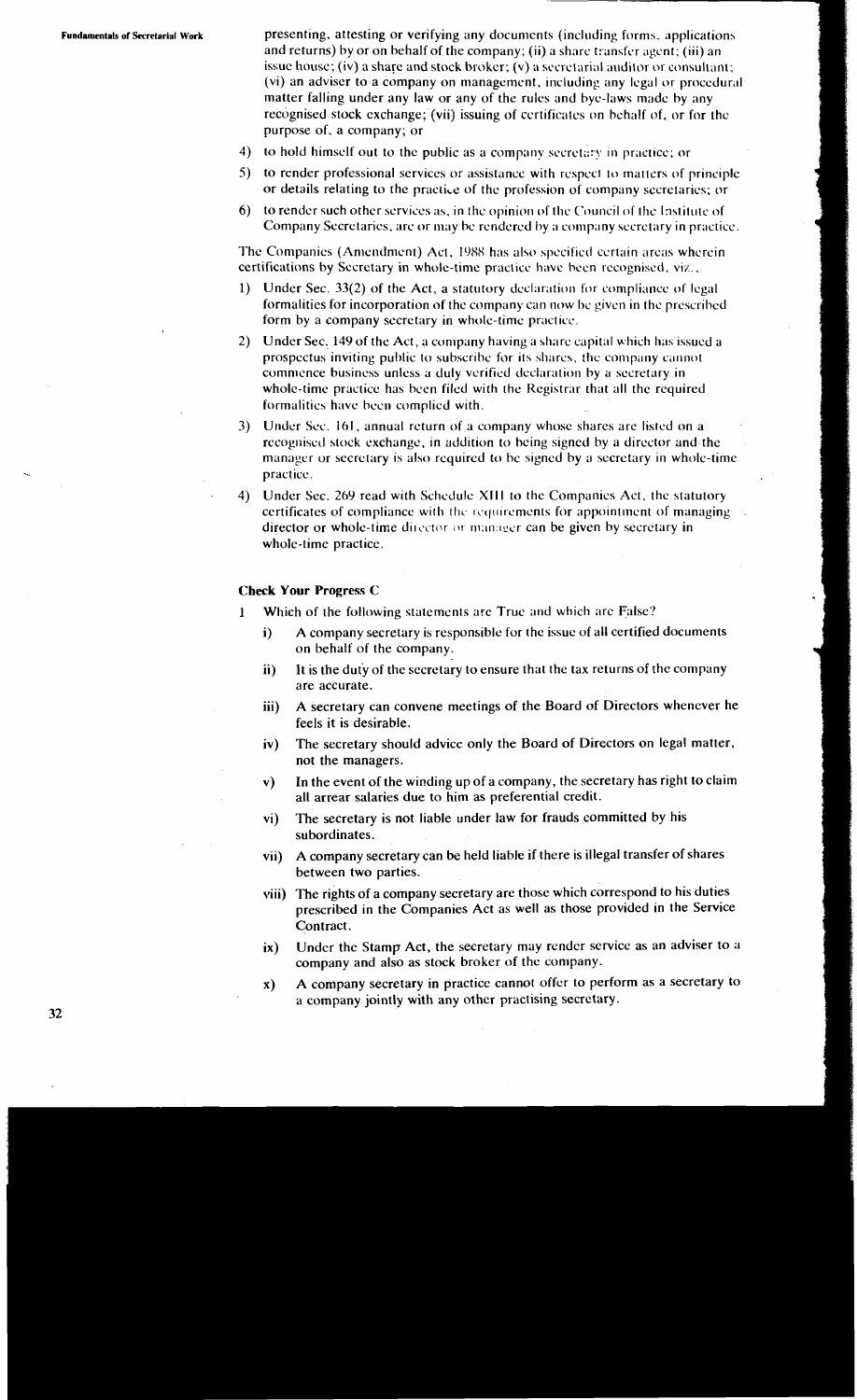presenting, attesting or verifying any documents (including forms, applications and returns) by or on behalf of the company; (ii) a share transfer agent; (iii) an issue house; (iv) a share and stock broker; (v) a secretarial auditor or consultant; (vi) an adviser to a company on management, including any legal or procedural matter falling under any law or any of the rules and bye-laws made by any recognised stock exchange; (vii) issuing of certificates on behalf of, or for the purpose of, a company; or

4) to hold himself out to the public as a company secretary in practice; or
5) to render professional services or assistance with respect to matters of principle or details relating to the practice of the profession of company secretaries; or
6) to render such other services as, in the opinion of the Council of the Institute of Company Secretaries, are or may be rendered by a company secretary in practice.

The Companies (Amendment) Act, 1988 has also specified certain areas wherein certifications by Secretary in whole-time practice have been recognised, viz.,

1) Under Sec. 33(2) of the Act, a statutory declaration for compliance of legal formalities for incorporation of the company can now be given in the prescribed form by a company secretary in whole-time practice.
2) Under Sec. 149 of the Act, a company having a share capital which has issued a prospectus inviting public to subscribe for its shares, the company cannot commence business unless a duly verified declaration by a secretary in whole-time practice has been filed with the Registrar that all the required formalities have been complied with.
3) Under Sec. 161, annual return of a company whose shares are listed on a recognised stock exchange, in addition to being signed by a director and the manager or secretary is also required to be signed by a secretary in whole-time practice.
4) Under Sec. 269 read with Schedule XIII to the Companies Act, the statutory certificates of compliance with the requirements for appointment of managing director or whole-time director or manager can be given by secretary in whole-time practice.

### Check Your Progress C

1 Which of the following statements are True and which are False?

   i) A company secretary is responsible for the issue of all certified documents on behalf of the company.
   ii) It is the duty of the secretary to ensure that the tax returns of the company are accurate.
   iii) A secretary can convene meetings of the Board of Directors whenever he feels it is desirable.
   iv) The secretary should advice only the Board of Directors on legal matter, not the managers.
   v) In the event of the winding up of a company, the secretary has right to claim all arrear salaries due to him as preferential credit.
   vi) The secretary is not liable under law for frauds committed by his subordinates.
   vii) A company secretary can be held liable if there is illegal transfer of shares between two parties.
   viii) The rights of a company secretary are those which correspond to his duties prescribed in the Companies Act as well as those provided in the Service Contract.
   ix) Under the Stamp Act, the secretary may render service as an adviser to a company and also as stock broker of the company.
   x) A company secretary in practice cannot offer to perform as a secretary to a company jointly with any other practising secretary.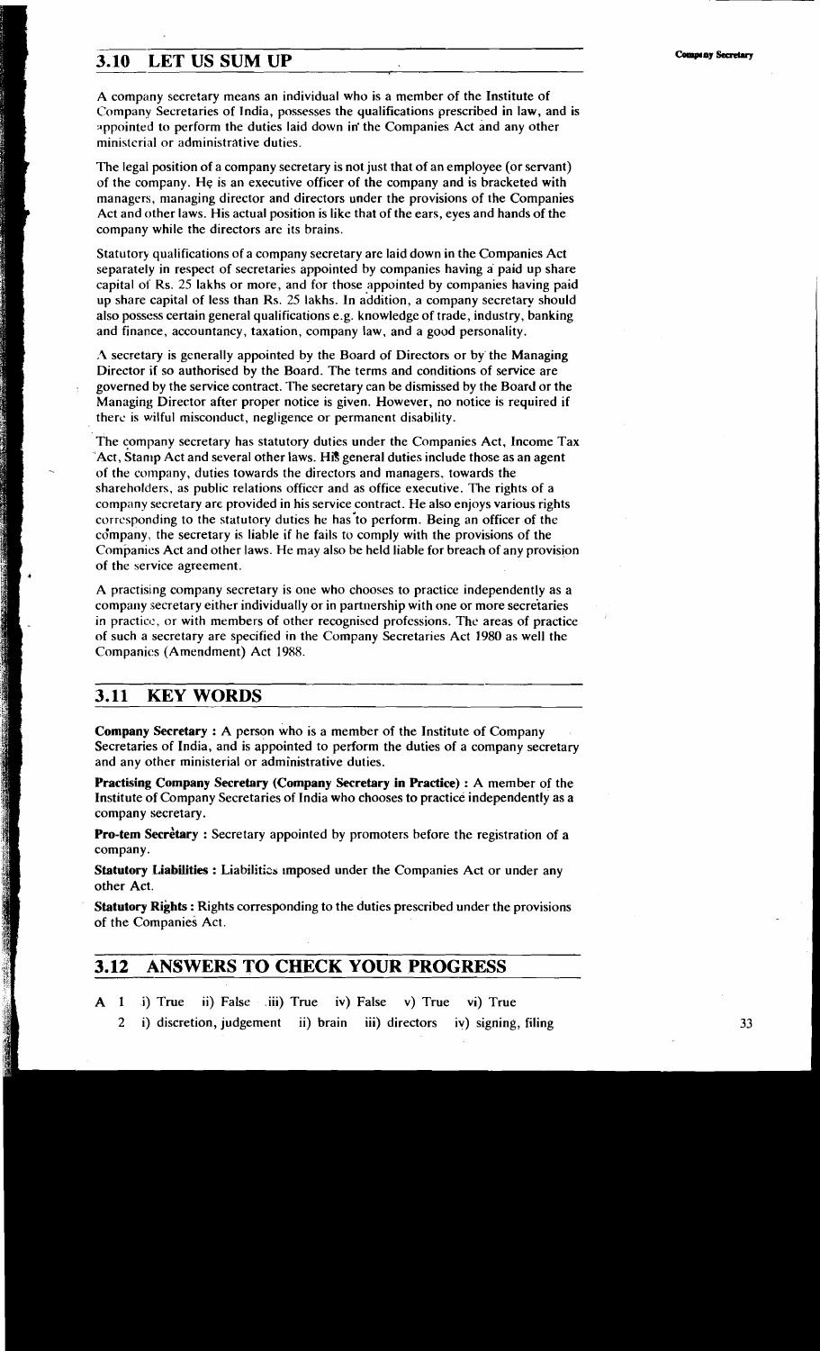## 3.10 LET US SUM UP

A company secretary means an individual who is a member of the Institute of Company Secretaries of India, possesses the qualifications prescribed in law, and is appointed to perform the duties laid down in the Companies Act and any other ministerial or administrative duties.

The legal position of a company secretary is not just that of an employee (or servant) of the company. He is an executive officer of the company and is bracketed with managers, managing director and directors under the provisions of the Companies Act and other laws. His actual position is like that of the ears, eyes and hands of the company while the directors are its brains.

Statutory qualifications of a company secretary are laid down in the Companies Act separately in respect of secretaries appointed by companies having a paid up share capital of Rs. 25 lakhs or more, and for those appointed by companies having paid up share capital of less than Rs. 25 lakhs. In addition, a company secretary should also possess certain general qualifications e.g. knowledge of trade, industry, banking and finance, accountancy, taxation, company law, and a good personality.

A secretary is generally appointed by the Board of Directors or by the Managing Director if so authorised by the Board. The terms and conditions of service are governed by the service contract. The secretary can be dismissed by the Board or the Managing Director after proper notice is given. However, no notice is required if there is wilful misconduct, negligence or permanent disability.

The company secretary has statutory duties under the Companies Act, Income Tax Act, Stamp Act and several other laws. His general duties include those as an agent of the company, duties towards the directors and managers, towards the shareholders, as public relations officer and as office executive. The rights of a company secretary are provided in his service contract. He also enjoys various rights corresponding to the statutory duties he has to perform. Being an officer of the company, the secretary is liable if he fails to comply with the provisions of the Companies Act and other laws. He may also be held liable for breach of any provision of the service agreement.

A practising company secretary is one who chooses to practice independently as a company secretary either individually or in partnership with one or more secretaries in practice, or with members of other recognised professions. The areas of practice of such a secretary are specified in the Company Secretaries Act 1980 as well the Companies (Amendment) Act 1988.

## 3.11 KEY WORDS

**Company Secretary :** A person who is a member of the Institute of Company Secretaries of India, and is appointed to perform the duties of a company secretary and any other ministerial or administrative duties.

**Practising Company Secretary (Company Secretary in Practice) :** A member of the Institute of Company Secretaries of India who chooses to practice independently as a company secretary.

**Pro-tem Secretary :** Secretary appointed by promoters before the registration of a company.

**Statutory Liabilities :** Liabilities imposed under the Companies Act or under any other Act.

**Statutory Rights :** Rights corresponding to the duties prescribed under the provisions of the Companies Act.

## 3.12 ANSWERS TO CHECK YOUR PROGRESS

A 1 i) True ii) False iii) True iv) False v) True vi) True

2 i) discretion, judgement ii) brain iii) directors iv) signing, filing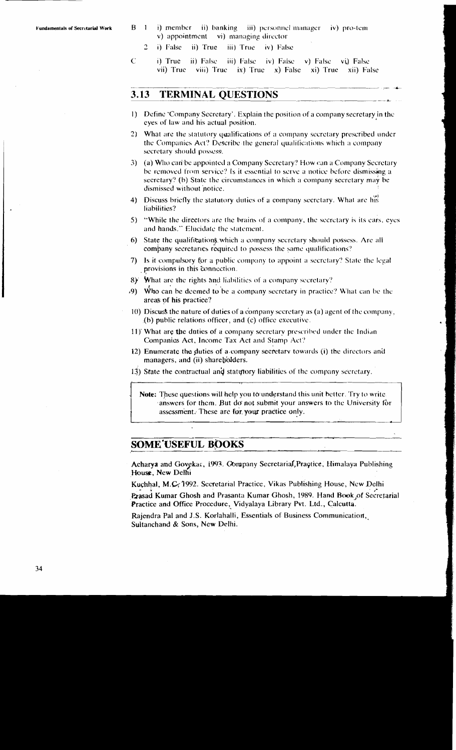B 1 i) member ii) banking iii) personnel manager iv) pro-tem v) appointment vi) managing director

2 i) False ii) True iii) True iv) False

C i) True ii) False iii) False iv) False v) False vi) False vii) True viii) True ix) True x) False xi) True xii) False

## 3.13 TERMINAL QUESTIONS

1) Define 'Company Secretary'. Explain the position of a company secretary in the eyes of law and his actual position.
2) What are the statutory qualifications of a company secretary prescribed under the Companies Act? Describe the general qualifications which a company secretary should possess.
3) (a) Who can be appointed a Company Secretary? How can a Company Secretary be removed from service? Is it essential to serve a notice before dismissing a secretary? (b) State the circumstances in which a company secretary may be dismissed without notice.
4) Discuss briefly the statutory duties of a company secretary. What are his liabilities?
5) "While the directors are the brains of a company, the secretary is its ears, eyes and hands." Elucidate the statement.
6) State the qualifications which a company secretary should possess. Are all company secretaries required to possess the same qualifications?
7) Is it compulsory for a public company to appoint a secretary? State the legal provisions in this connection.
8) What are the rights and liabilities of a company secretary?
9) Who can be deemed to be a company secretary in practice? What can be the areas of his practice?
10) Discuss the nature of duties of a company secretary as (a) agent of the company, (b) public relations officer, and (c) office executive.
11) What are the duties of a company secretary prescribed under the Indian Companies Act, Income Tax Act and Stamp Act?
12) Enumerate the duties of a company secretary towards (i) the directors and managers, and (ii) shareholders.
13) State the contractual and statutory liabilities of the company secretary.

**Note:** These questions will help you to understand this unit better. Try to write answers for them. But do not submit your answers to the University for assessment. These are for your practice only.

## SOME USEFUL BOOKS

Acharya and Govekar, 1993. Company Secretarial Practice, Himalaya Publishing House, New Delhi

Kuchhal, M.C. 1992. Secretarial Practice, Vikas Publishing House, New Delhi

Prasad Kumar Ghosh and Prasanta Kumar Ghosh, 1989. Hand Book of Secretarial Practice and Office Procedure, Vidyalaya Library Pvt. Ltd., Calcutta.

Rajendra Pal and J.S. Korlahalli, Essentials of Business Communication, Sultanchand & Sons, New Delhi.